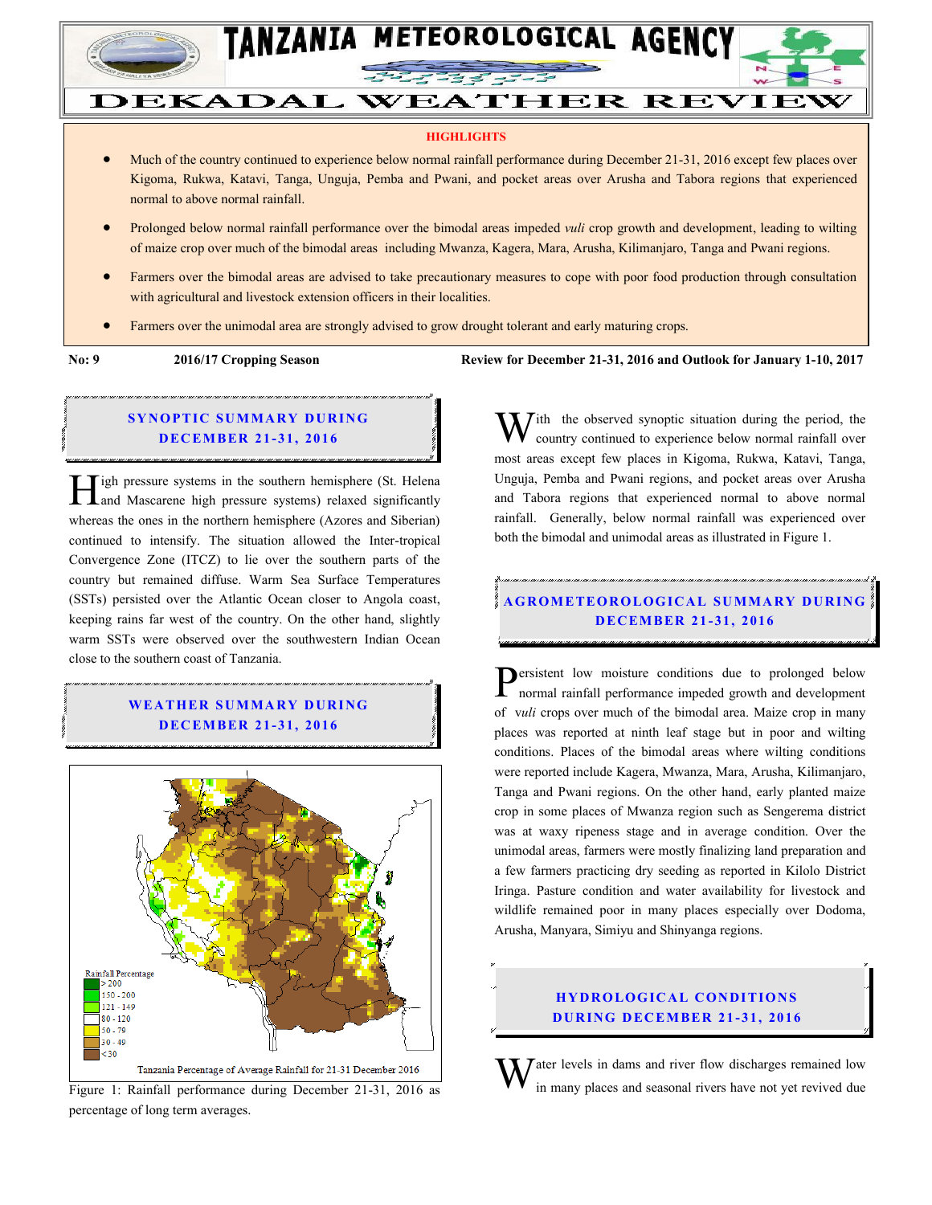# TANZANIA METEOROLOGICAL AGENCY

# DEKADAL WEATHER REVIEW

**HIGHLIGHTS**

- Much of the country continued to experience below normal rainfall performance during December 21-31, 2016 except few places over Kigoma, Rukwa, Katavi, Tanga, Unguja, Pemba and Pwani, and pocket areas over Arusha and Tabora regions that experienced normal to above normal rainfall.
- Prolonged below normal rainfall performance over the bimodal areas impeded *vuli* crop growth and development, leading to wilting of maize crop over much of the bimodal areas including Mwanza, Kagera, Mara, Arusha, Kilimanjaro, Tanga and Pwani regions.
- Farmers over the bimodal areas are advised to take precautionary measures to cope with poor food production through consultation with agricultural and livestock extension officers in their localities.
- Farmers over the unimodal area are strongly advised to grow drought tolerant and early maturing crops.

**No: 9** **2016/17 Cropping Season** **Review for December 21-31, 2016 and Outlook for January 1-10, 2017**

## SYNOPTIC SUMMARY DURING DECEMBER 21-31, 2016

High pressure systems in the southern hemisphere (St. Helena and Mascarene high pressure systems) relaxed significantly whereas the ones in the northern hemisphere (Azores and Siberian) continued to intensify. The situation allowed the Inter-tropical Convergence Zone (ITCZ) to lie over the southern parts of the country but remained diffuse. Warm Sea Surface Temperatures (SSTs) persisted over the Atlantic Ocean closer to Angola coast, keeping rains far west of the country. On the other hand, slightly warm SSTs were observed over the southwestern Indian Ocean close to the southern coast of Tanzania.

## WEATHER SUMMARY DURING DECEMBER 21-31, 2016

Rainfall Percentage: > 200; 150 - 200; 121 - 149; 80 - 120; 50 - 79; 30 - 49; < 30

Tanzania Percentage of Average Rainfall for 21-31 December 2016

Figure 1: Rainfall performance during December 21-31, 2016 as percentage of long term averages.

With the observed synoptic situation during the period, the country continued to experience below normal rainfall over most areas except few places in Kigoma, Rukwa, Katavi, Tanga, Unguja, Pemba and Pwani regions, and pocket areas over Arusha and Tabora regions that experienced normal to above normal rainfall. Generally, below normal rainfall was experienced over both the bimodal and unimodal areas as illustrated in Figure 1.

## AGROMETEOROLOGICAL SUMMARY DURING DECEMBER 21-31, 2016

Persistent low moisture conditions due to prolonged below normal rainfall performance impeded growth and development of *vuli* crops over much of the bimodal area. Maize crop in many places was reported at ninth leaf stage but in poor and wilting conditions. Places of the bimodal areas where wilting conditions were reported include Kagera, Mwanza, Mara, Arusha, Kilimanjaro, Tanga and Pwani regions. On the other hand, early planted maize crop in some places of Mwanza region such as Sengerema district was at waxy ripeness stage and in average condition. Over the unimodal areas, farmers were mostly finalizing land preparation and a few farmers practicing dry seeding as reported in Kilolo District Iringa. Pasture condition and water availability for livestock and wildlife remained poor in many places especially over Dodoma, Arusha, Manyara, Simiyu and Shinyanga regions.

## HYDROLOGICAL CONDITIONS DURING DECEMBER 21-31, 2016

Water levels in dams and river flow discharges remained low in many places and seasonal rivers have not yet revived due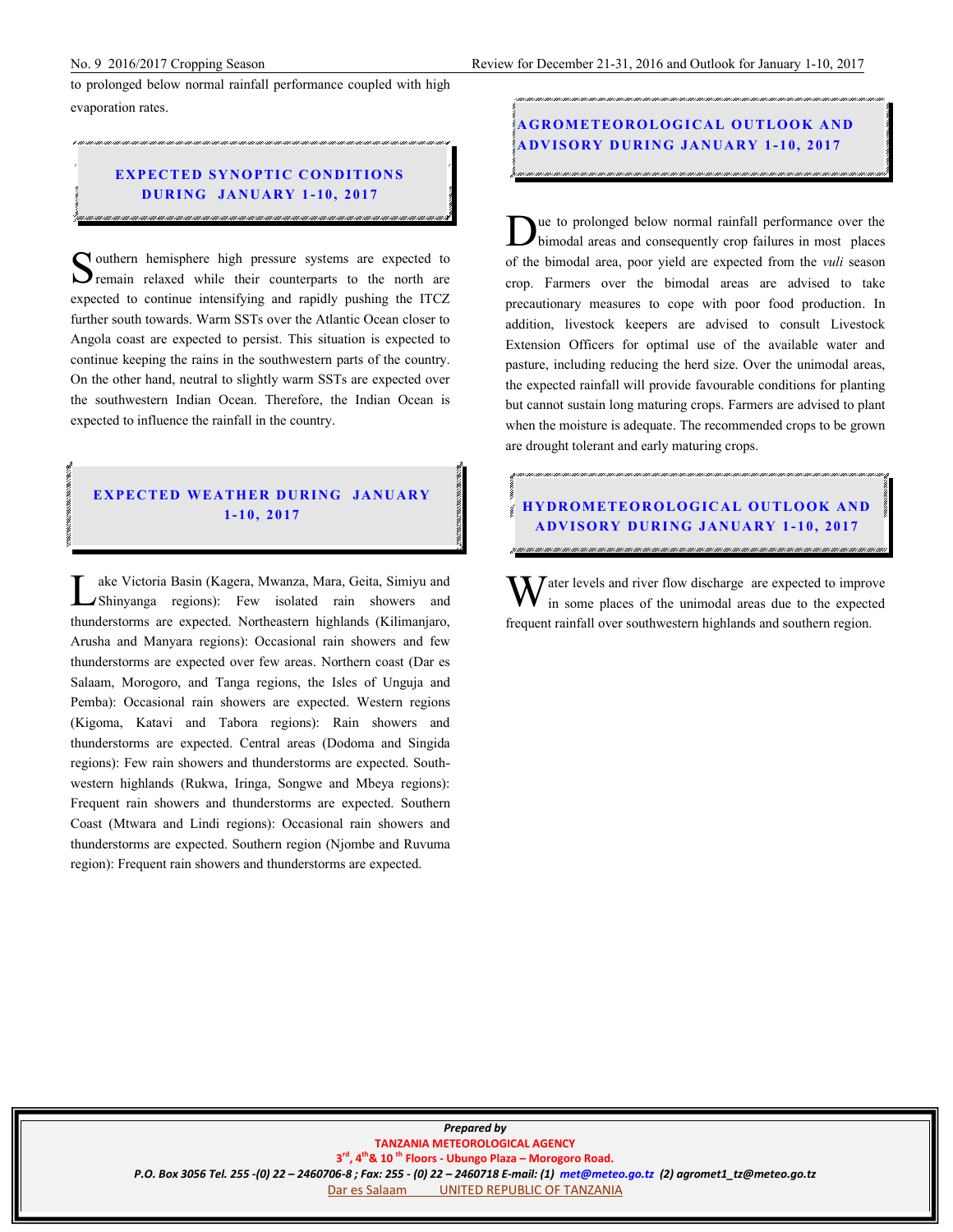to prolonged below normal rainfall performance coupled with high evaporation rates.

## EXPECTED SYNOPTIC CONDITIONS DURING JANUARY 1-10, 2017

Southern hemisphere high pressure systems are expected to remain relaxed while their counterparts to the north are expected to continue intensifying and rapidly pushing the ITCZ further south towards. Warm SSTs over the Atlantic Ocean closer to Angola coast are expected to persist. This situation is expected to continue keeping the rains in the southwestern parts of the country. On the other hand, neutral to slightly warm SSTs are expected over the southwestern Indian Ocean. Therefore, the Indian Ocean is expected to influence the rainfall in the country.

## EXPECTED WEATHER DURING JANUARY 1-10, 2017

Lake Victoria Basin (Kagera, Mwanza, Mara, Geita, Simiyu and Shinyanga regions): Few isolated rain showers and thunderstorms are expected. Northeastern highlands (Kilimanjaro, Arusha and Manyara regions): Occasional rain showers and few thunderstorms are expected over few areas. Northern coast (Dar es Salaam, Morogoro, and Tanga regions, the Isles of Unguja and Pemba): Occasional rain showers are expected. Western regions (Kigoma, Katavi and Tabora regions): Rain showers and thunderstorms are expected. Central areas (Dodoma and Singida regions): Few rain showers and thunderstorms are expected. South-western highlands (Rukwa, Iringa, Songwe and Mbeya regions): Frequent rain showers and thunderstorms are expected. Southern Coast (Mtwara and Lindi regions): Occasional rain showers and thunderstorms are expected. Southern region (Njombe and Ruvuma region): Frequent rain showers and thunderstorms are expected.

## AGROMETEOROLOGICAL OUTLOOK AND ADVISORY DURING JANUARY 1-10, 2017

Due to prolonged below normal rainfall performance over the bimodal areas and consequently crop failures in most places of the bimodal area, poor yield are expected from the *vuli* season crop. Farmers over the bimodal areas are advised to take precautionary measures to cope with poor food production. In addition, livestock keepers are advised to consult Livestock Extension Officers for optimal use of the available water and pasture, including reducing the herd size. Over the unimodal areas, the expected rainfall will provide favourable conditions for planting but cannot sustain long maturing crops. Farmers are advised to plant when the moisture is adequate. The recommended crops to be grown are drought tolerant and early maturing crops.

## HYDROMETEOROLOGICAL OUTLOOK AND ADVISORY DURING JANUARY 1-10, 2017

Water levels and river flow discharge are expected to improve in some places of the unimodal areas due to the expected frequent rainfall over southwestern highlands and southern region.

*Prepared by*

**TANZANIA METEOROLOGICAL AGENCY**

**3rd, 4th & 10th Floors - Ubungo Plaza – Morogoro Road.**

*P.O. Box 3056 Tel. 255 -(0) 22 – 2460706-8 ; Fax: 255 - (0) 22 – 2460718 E-mail: (1) met@meteo.go.tz (2) agromet1_tz@meteo.go.tz*

Dar es Salaam UNITED REPUBLIC OF TANZANIA